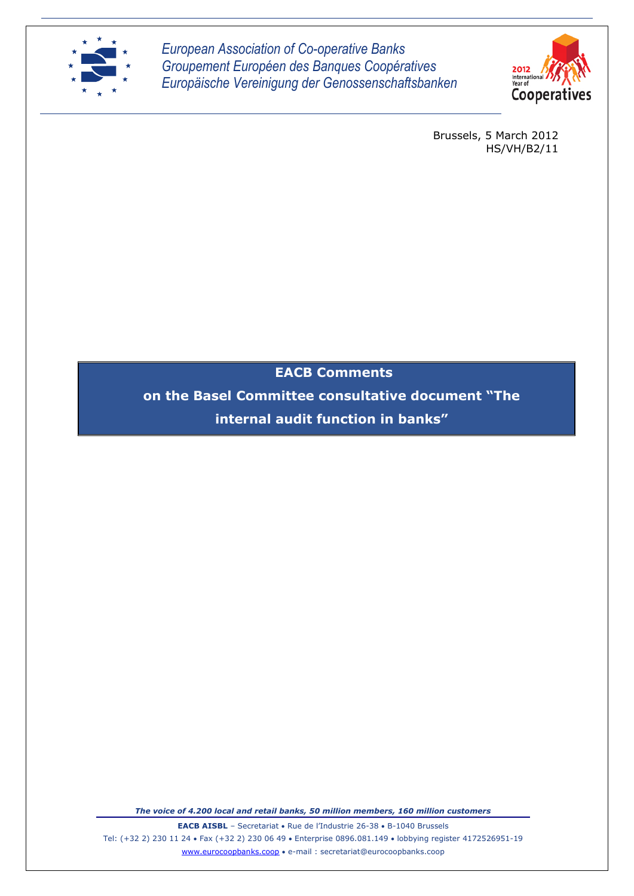*European Association of Co-operative Banks*
*Groupement Européen des Banques Coopératives*
*Europäische Vereinigung der Genossenschaftsbanken*

2012 International Year of Cooperatives

Brussels, 5 March 2012
HS/VH/B2/11

# EACB Comments on the Basel Committee consultative document "The internal audit function in banks"

***The voice of 4.200 local and retail banks, 50 million members, 160 million customers***

**EACB AISBL** – Secretariat • Rue de l'Industrie 26-38 • B-1040 Brussels
Tel: (+32 2) 230 11 24 • Fax (+32 2) 230 06 49 • Enterprise 0896.081.149 • lobbying register 4172526951-19
www.eurocoopbanks.coop • e-mail : secretariat@eurocoopbanks.coop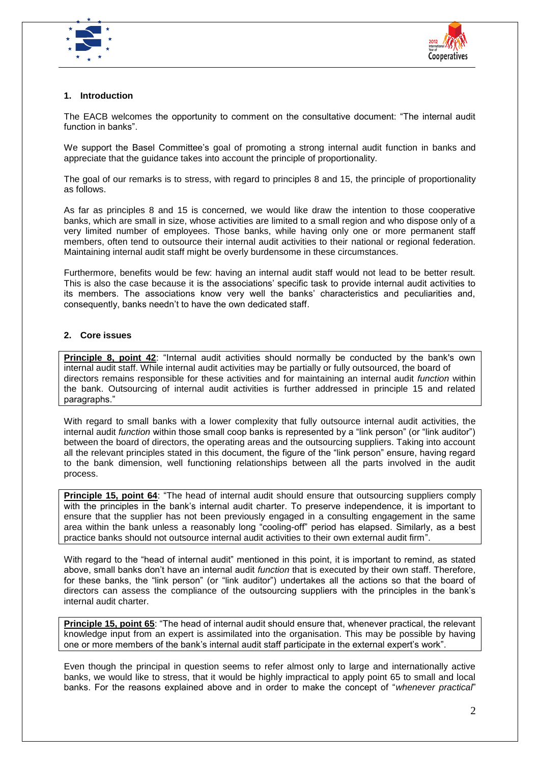## 1. Introduction

The EACB welcomes the opportunity to comment on the consultative document: "The internal audit function in banks".

We support the Basel Committee's goal of promoting a strong internal audit function in banks and appreciate that the guidance takes into account the principle of proportionality.

The goal of our remarks is to stress, with regard to principles 8 and 15, the principle of proportionality as follows.

As far as principles 8 and 15 is concerned, we would like draw the intention to those cooperative banks, which are small in size, whose activities are limited to a small region and who dispose only of a very limited number of employees. Those banks, while having only one or more permanent staff members, often tend to outsource their internal audit activities to their national or regional federation. Maintaining internal audit staff might be overly burdensome in these circumstances.

Furthermore, benefits would be few: having an internal audit staff would not lead to be better result. This is also the case because it is the associations' specific task to provide internal audit activities to its members. The associations know very well the banks' characteristics and peculiarities and, consequently, banks needn't to have the own dedicated staff.

## 2. Core issues

**Principle 8, point 42**: "Internal audit activities should normally be conducted by the bank's own internal audit staff. While internal audit activities may be partially or fully outsourced, the board of directors remains responsible for these activities and for maintaining an internal audit *function* within the bank. Outsourcing of internal audit activities is further addressed in principle 15 and related paragraphs."

With regard to small banks with a lower complexity that fully outsource internal audit activities, the internal audit *function* within those small coop banks is represented by a "link person" (or "link auditor") between the board of directors, the operating areas and the outsourcing suppliers. Taking into account all the relevant principles stated in this document, the figure of the "link person" ensure, having regard to the bank dimension, well functioning relationships between all the parts involved in the audit process.

**Principle 15, point 64**: "The head of internal audit should ensure that outsourcing suppliers comply with the principles in the bank's internal audit charter. To preserve independence, it is important to ensure that the supplier has not been previously engaged in a consulting engagement in the same area within the bank unless a reasonably long "cooling-off" period has elapsed. Similarly, as a best practice banks should not outsource internal audit activities to their own external audit firm".

With regard to the "head of internal audit" mentioned in this point, it is important to remind, as stated above, small banks don't have an internal audit *function* that is executed by their own staff. Therefore, for these banks, the "link person" (or "link auditor") undertakes all the actions so that the board of directors can assess the compliance of the outsourcing suppliers with the principles in the bank's internal audit charter.

**Principle 15, point 65**: "The head of internal audit should ensure that, whenever practical, the relevant knowledge input from an expert is assimilated into the organisation. This may be possible by having one or more members of the bank's internal audit staff participate in the external expert's work".

Even though the principal in question seems to refer almost only to large and internationally active banks, we would like to stress, that it would be highly impractical to apply point 65 to small and local banks. For the reasons explained above and in order to make the concept of "*whenever practical*"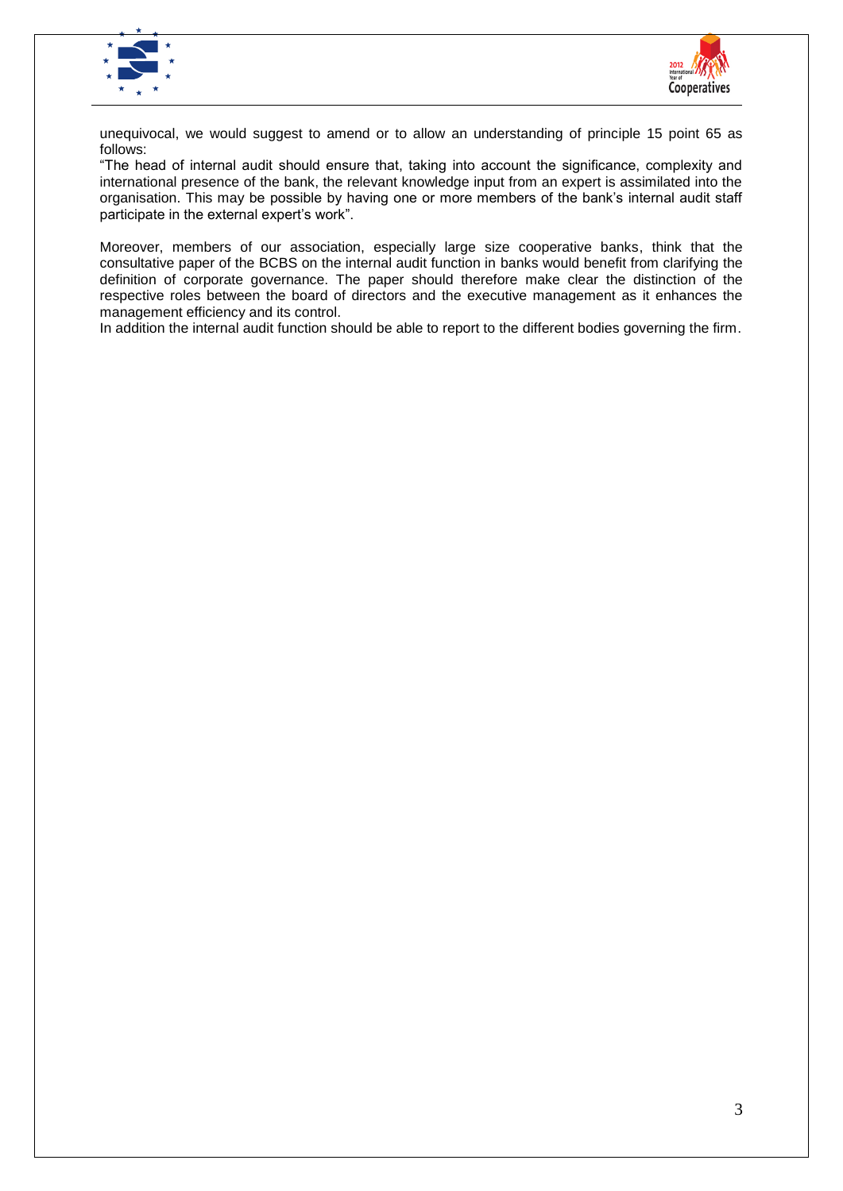unequivocal, we would suggest to amend or to allow an understanding of principle 15 point 65 as follows:

"The head of internal audit should ensure that, taking into account the significance, complexity and international presence of the bank, the relevant knowledge input from an expert is assimilated into the organisation. This may be possible by having one or more members of the bank's internal audit staff participate in the external expert's work".

Moreover, members of our association, especially large size cooperative banks, think that the consultative paper of the BCBS on the internal audit function in banks would benefit from clarifying the definition of corporate governance. The paper should therefore make clear the distinction of the respective roles between the board of directors and the executive management as it enhances the management efficiency and its control.

In addition the internal audit function should be able to report to the different bodies governing the firm.